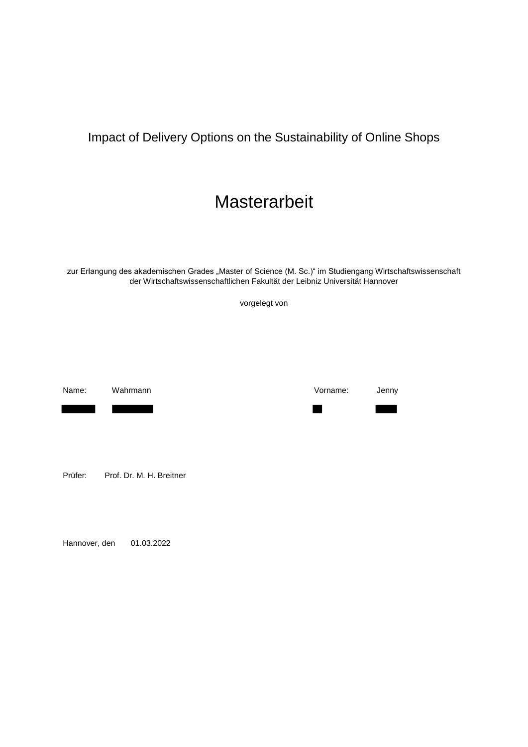Impact of Delivery Options on the Sustainability of Online Shops

# Masterarbeit

zur Erlangung des akademischen Grades „Master of Science (M. Sc.)“ im Studiengang Wirtschaftswissenschaft der Wirtschaftswissenschaftlichen Fakultät der Leibniz Universität Hannover

vorgelegt von

Name: Wahrmann

Vorname: Jenny

Prüfer: Prof. Dr. M. H. Breitner

Hannover, den 01.03.2022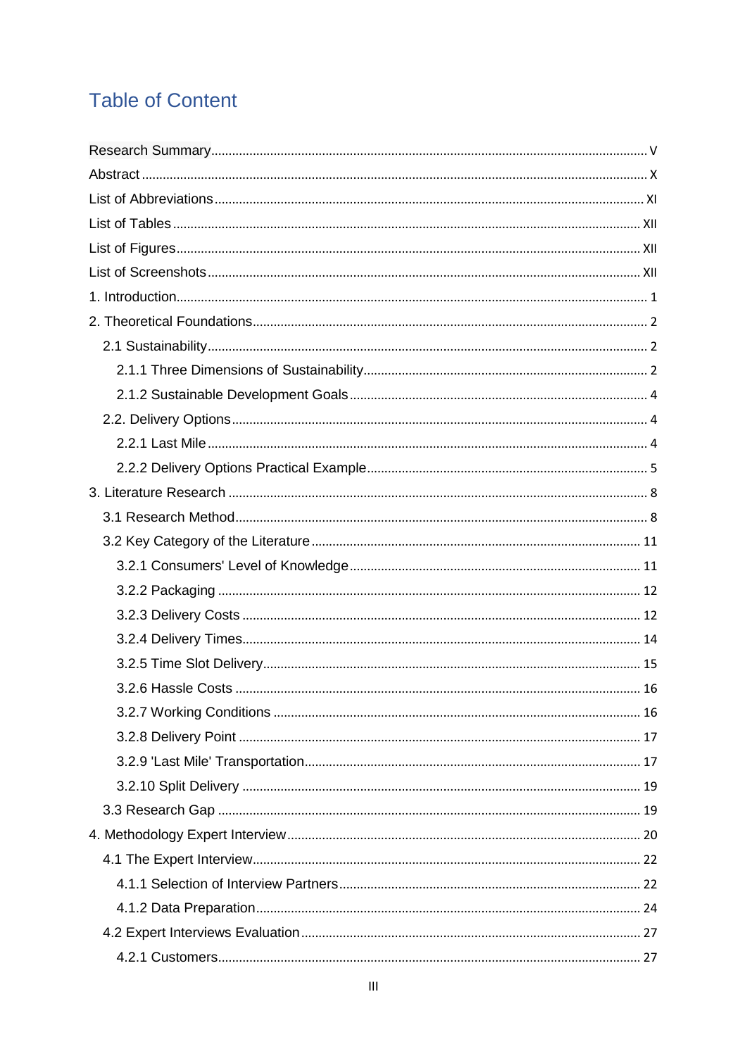# Table of Content

Research Summary ..... V

Abstract ..... X

List of Abbreviations ..... XI

List of Tables ..... XII

List of Figures ..... XII

List of Screenshots ..... XII

1. Introduction ..... 1

2. Theoretical Foundations ..... 2

  2.1 Sustainability ..... 2

    2.1.1 Three Dimensions of Sustainability ..... 2

    2.1.2 Sustainable Development Goals ..... 4

  2.2. Delivery Options ..... 4

    2.2.1 Last Mile ..... 4

    2.2.2 Delivery Options Practical Example ..... 5

3. Literature Research ..... 8

  3.1 Research Method ..... 8

  3.2 Key Category of the Literature ..... 11

    3.2.1 Consumers' Level of Knowledge ..... 11

    3.2.2 Packaging ..... 12

    3.2.3 Delivery Costs ..... 12

    3.2.4 Delivery Times ..... 14

    3.2.5 Time Slot Delivery ..... 15

    3.2.6 Hassle Costs ..... 16

    3.2.7 Working Conditions ..... 16

    3.2.8 Delivery Point ..... 17

    3.2.9 'Last Mile' Transportation ..... 17

    3.2.10 Split Delivery ..... 19

  3.3 Research Gap ..... 19

4. Methodology Expert Interview ..... 20

  4.1 The Expert Interview ..... 22

    4.1.1 Selection of Interview Partners ..... 22

    4.1.2 Data Preparation ..... 24

  4.2 Expert Interviews Evaluation ..... 27

    4.2.1 Customers ..... 27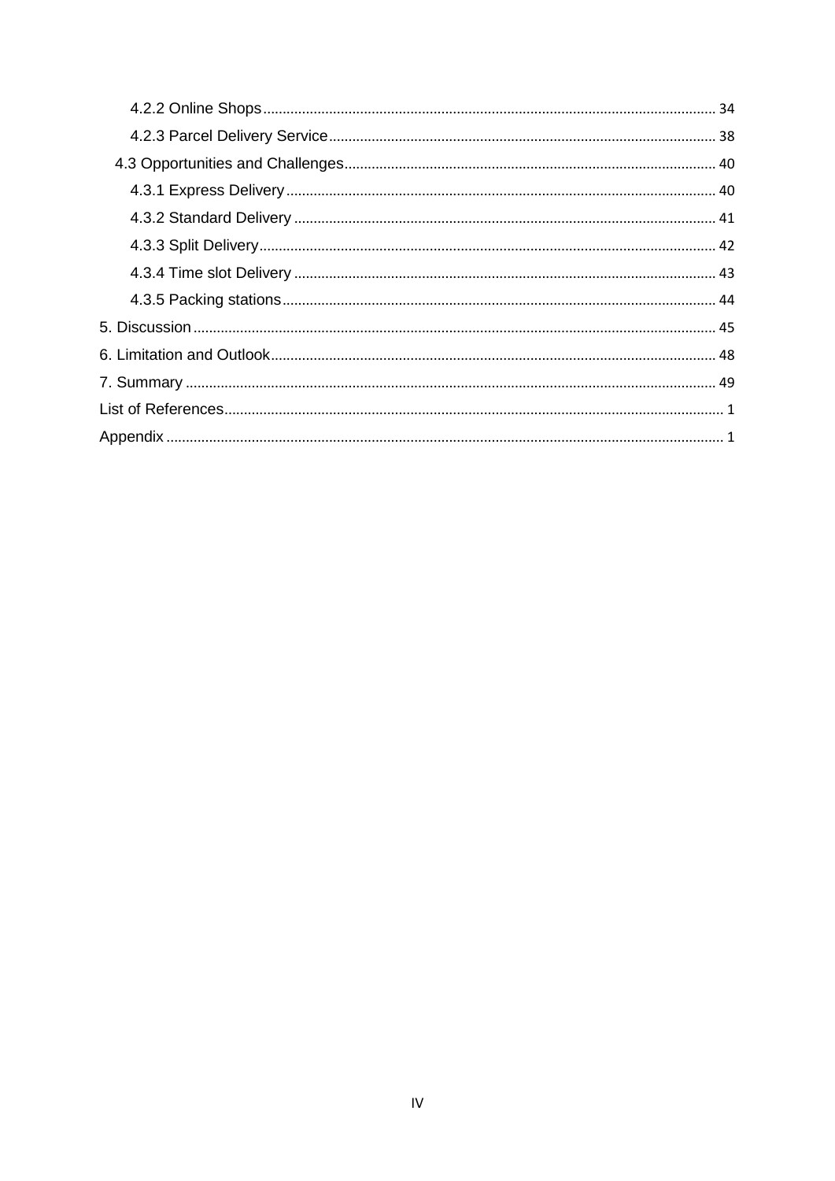4.2.2 Online Shops ........................................................................................................ 34

4.2.3 Parcel Delivery Service ........................................................................................ 38

4.3 Opportunities and Challenges ................................................................................... 40

4.3.1 Express Delivery ................................................................................................ 40

4.3.2 Standard Delivery ............................................................................................... 41

4.3.3 Split Delivery ...................................................................................................... 42

4.3.4 Time slot Delivery ............................................................................................... 43

4.3.5 Packing stations .................................................................................................. 44

5. Discussion ................................................................................................................... 45

6. Limitation and Outlook ................................................................................................. 48

7. Summary ..................................................................................................................... 49

List of References ............................................................................................................. 1

Appendix .......................................................................................................................... 1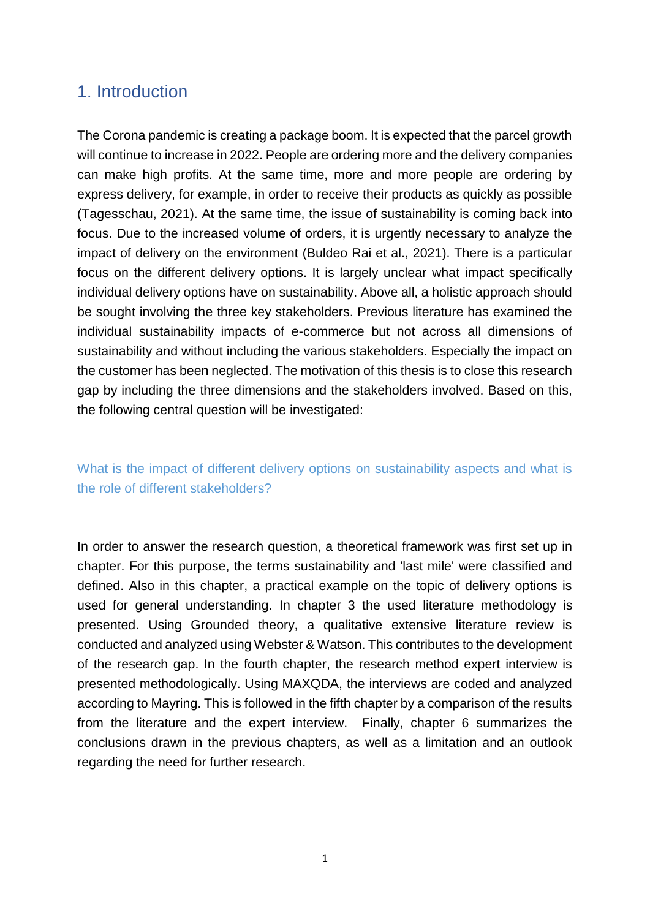# 1. Introduction

The Corona pandemic is creating a package boom. It is expected that the parcel growth will continue to increase in 2022. People are ordering more and the delivery companies can make high profits. At the same time, more and more people are ordering by express delivery, for example, in order to receive their products as quickly as possible (Tagesschau, 2021). At the same time, the issue of sustainability is coming back into focus. Due to the increased volume of orders, it is urgently necessary to analyze the impact of delivery on the environment (Buldeo Rai et al., 2021). There is a particular focus on the different delivery options. It is largely unclear what impact specifically individual delivery options have on sustainability. Above all, a holistic approach should be sought involving the three key stakeholders. Previous literature has examined the individual sustainability impacts of e-commerce but not across all dimensions of sustainability and without including the various stakeholders. Especially the impact on the customer has been neglected. The motivation of this thesis is to close this research gap by including the three dimensions and the stakeholders involved. Based on this, the following central question will be investigated:

What is the impact of different delivery options on sustainability aspects and what is the role of different stakeholders?

In order to answer the research question, a theoretical framework was first set up in chapter. For this purpose, the terms sustainability and 'last mile' were classified and defined. Also in this chapter, a practical example on the topic of delivery options is used for general understanding. In chapter 3 the used literature methodology is presented. Using Grounded theory, a qualitative extensive literature review is conducted and analyzed using Webster & Watson. This contributes to the development of the research gap. In the fourth chapter, the research method expert interview is presented methodologically. Using MAXQDA, the interviews are coded and analyzed according to Mayring. This is followed in the fifth chapter by a comparison of the results from the literature and the expert interview. Finally, chapter 6 summarizes the conclusions drawn in the previous chapters, as well as a limitation and an outlook regarding the need for further research.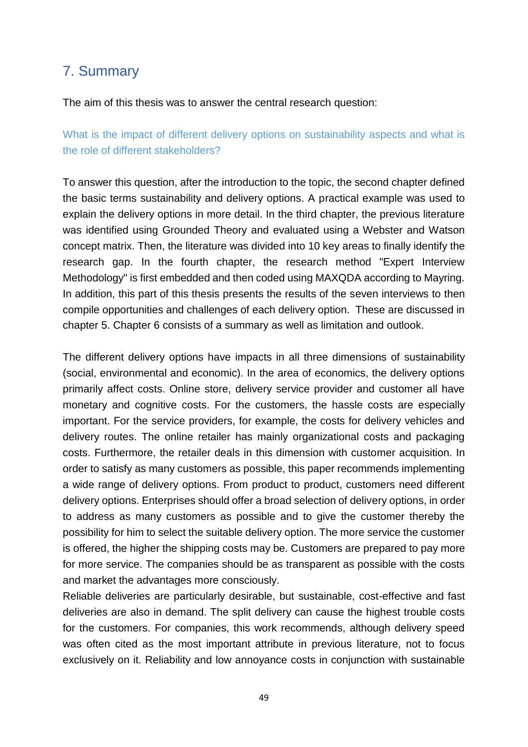## 7. Summary

The aim of this thesis was to answer the central research question:

What is the impact of different delivery options on sustainability aspects and what is the role of different stakeholders?

To answer this question, after the introduction to the topic, the second chapter defined the basic terms sustainability and delivery options. A practical example was used to explain the delivery options in more detail. In the third chapter, the previous literature was identified using Grounded Theory and evaluated using a Webster and Watson concept matrix. Then, the literature was divided into 10 key areas to finally identify the research gap. In the fourth chapter, the research method "Expert Interview Methodology" is first embedded and then coded using MAXQDA according to Mayring. In addition, this part of this thesis presents the results of the seven interviews to then compile opportunities and challenges of each delivery option. These are discussed in chapter 5. Chapter 6 consists of a summary as well as limitation and outlook.

The different delivery options have impacts in all three dimensions of sustainability (social, environmental and economic). In the area of economics, the delivery options primarily affect costs. Online store, delivery service provider and customer all have monetary and cognitive costs. For the customers, the hassle costs are especially important. For the service providers, for example, the costs for delivery vehicles and delivery routes. The online retailer has mainly organizational costs and packaging costs. Furthermore, the retailer deals in this dimension with customer acquisition. In order to satisfy as many customers as possible, this paper recommends implementing a wide range of delivery options. From product to product, customers need different delivery options. Enterprises should offer a broad selection of delivery options, in order to address as many customers as possible and to give the customer thereby the possibility for him to select the suitable delivery option. The more service the customer is offered, the higher the shipping costs may be. Customers are prepared to pay more for more service. The companies should be as transparent as possible with the costs and market the advantages more consciously.
Reliable deliveries are particularly desirable, but sustainable, cost-effective and fast deliveries are also in demand. The split delivery can cause the highest trouble costs for the customers. For companies, this work recommends, although delivery speed was often cited as the most important attribute in previous literature, not to focus exclusively on it. Reliability and low annoyance costs in conjunction with sustainable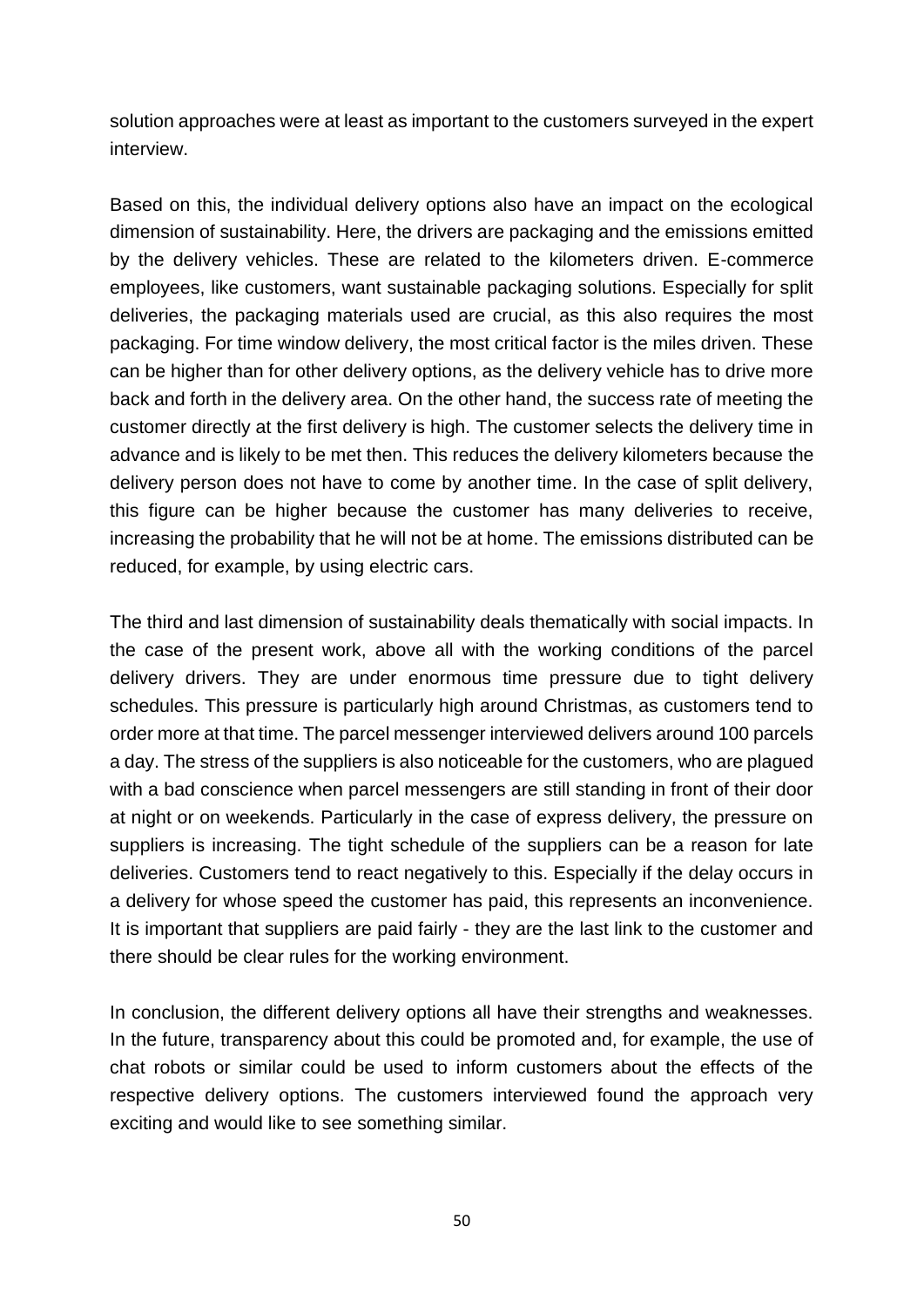solution approaches were at least as important to the customers surveyed in the expert interview.

Based on this, the individual delivery options also have an impact on the ecological dimension of sustainability. Here, the drivers are packaging and the emissions emitted by the delivery vehicles. These are related to the kilometers driven. E-commerce employees, like customers, want sustainable packaging solutions. Especially for split deliveries, the packaging materials used are crucial, as this also requires the most packaging. For time window delivery, the most critical factor is the miles driven. These can be higher than for other delivery options, as the delivery vehicle has to drive more back and forth in the delivery area. On the other hand, the success rate of meeting the customer directly at the first delivery is high. The customer selects the delivery time in advance and is likely to be met then. This reduces the delivery kilometers because the delivery person does not have to come by another time. In the case of split delivery, this figure can be higher because the customer has many deliveries to receive, increasing the probability that he will not be at home. The emissions distributed can be reduced, for example, by using electric cars.

The third and last dimension of sustainability deals thematically with social impacts. In the case of the present work, above all with the working conditions of the parcel delivery drivers. They are under enormous time pressure due to tight delivery schedules. This pressure is particularly high around Christmas, as customers tend to order more at that time. The parcel messenger interviewed delivers around 100 parcels a day. The stress of the suppliers is also noticeable for the customers, who are plagued with a bad conscience when parcel messengers are still standing in front of their door at night or on weekends. Particularly in the case of express delivery, the pressure on suppliers is increasing. The tight schedule of the suppliers can be a reason for late deliveries. Customers tend to react negatively to this. Especially if the delay occurs in a delivery for whose speed the customer has paid, this represents an inconvenience. It is important that suppliers are paid fairly - they are the last link to the customer and there should be clear rules for the working environment.

In conclusion, the different delivery options all have their strengths and weaknesses. In the future, transparency about this could be promoted and, for example, the use of chat robots or similar could be used to inform customers about the effects of the respective delivery options. The customers interviewed found the approach very exciting and would like to see something similar.